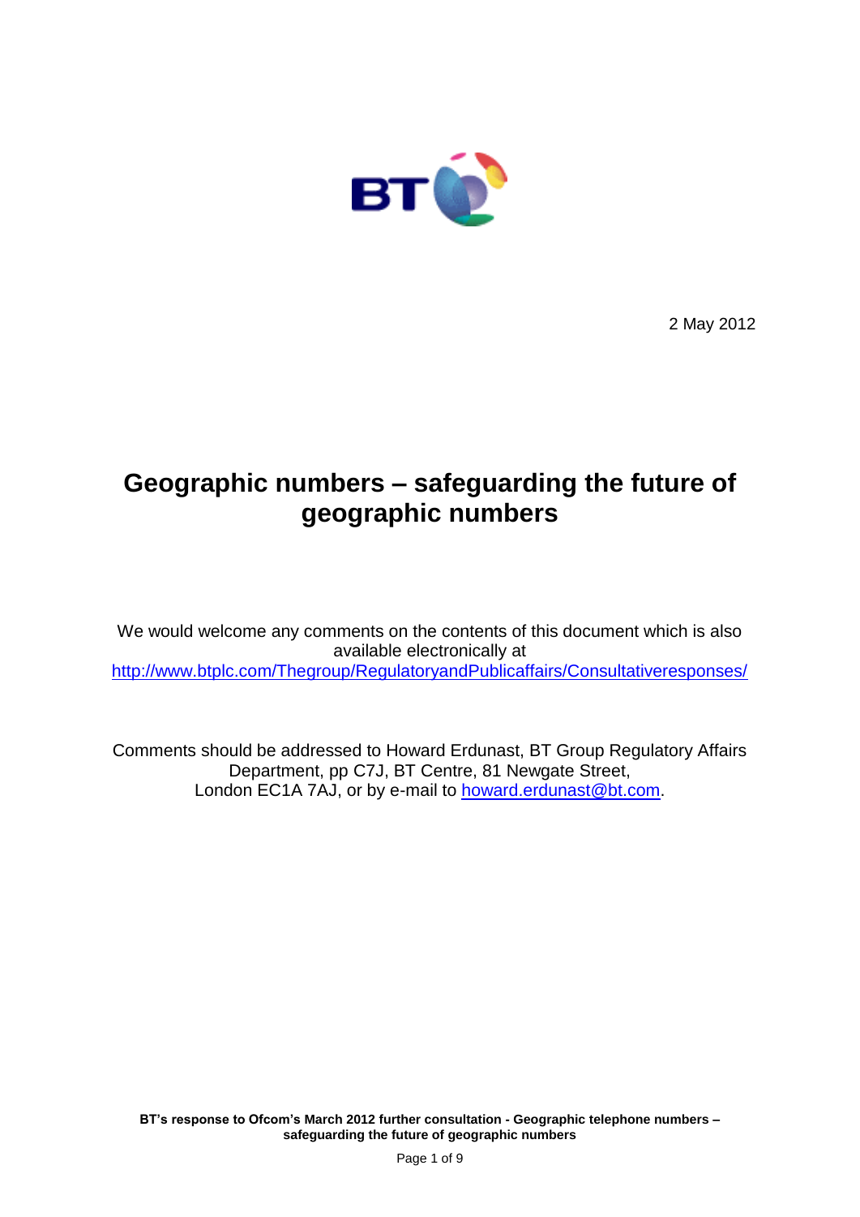2 May 2012

# Geographic numbers – safeguarding the future of geographic numbers

We would welcome any comments on the contents of this document which is also available electronically at [http://www.btplc.com/Thegroup/RegulatoryandPublicaffairs/Consultativeresponses/](http://www.btplc.com/Thegroup/RegulatoryandPublicaffairs/Consultativeresponses/)

Comments should be addressed to Howard Erdunast, BT Group Regulatory Affairs Department, pp C7J, BT Centre, 81 Newgate Street, London EC1A 7AJ, or by e-mail to [howard.erdunast@bt.com](mailto:howard.erdunast@bt.com).

**BT's response to Ofcom's March 2012 further consultation - Geographic telephone numbers – safeguarding the future of geographic numbers**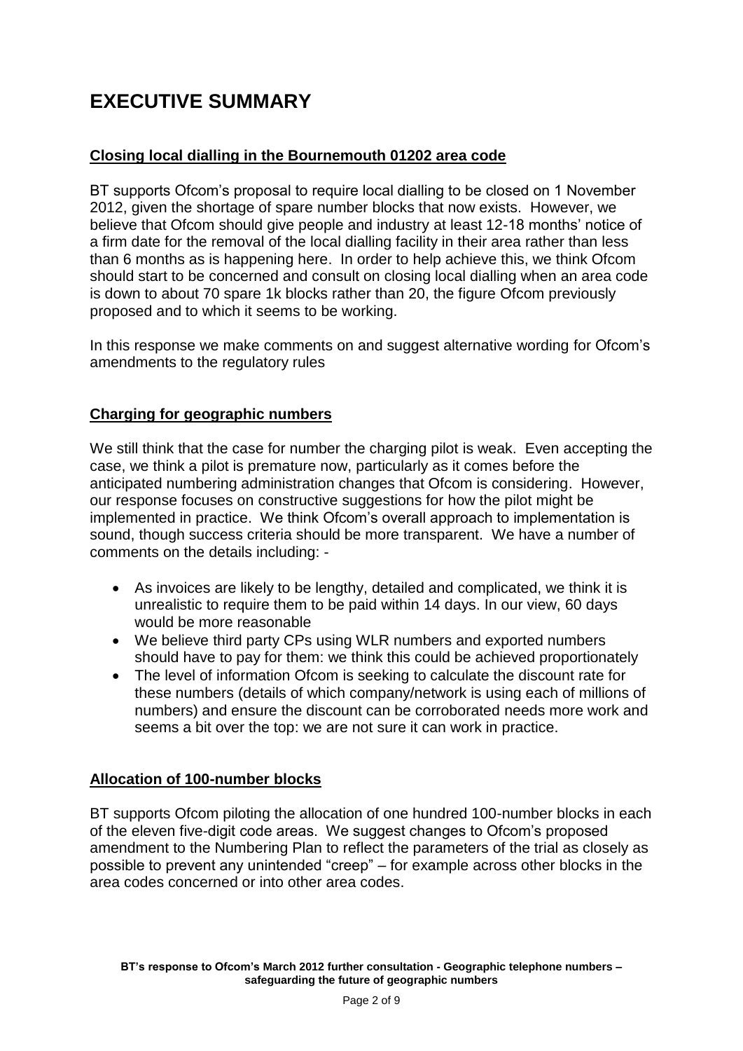# EXECUTIVE SUMMARY

## Closing local dialling in the Bournemouth 01202 area code

BT supports Ofcom's proposal to require local dialling to be closed on 1 November 2012, given the shortage of spare number blocks that now exists. However, we believe that Ofcom should give people and industry at least 12-18 months' notice of a firm date for the removal of the local dialling facility in their area rather than less than 6 months as is happening here. In order to help achieve this, we think Ofcom should start to be concerned and consult on closing local dialling when an area code is down to about 70 spare 1k blocks rather than 20, the figure Ofcom previously proposed and to which it seems to be working.

In this response we make comments on and suggest alternative wording for Ofcom's amendments to the regulatory rules

## Charging for geographic numbers

We still think that the case for number the charging pilot is weak. Even accepting the case, we think a pilot is premature now, particularly as it comes before the anticipated numbering administration changes that Ofcom is considering. However, our response focuses on constructive suggestions for how the pilot might be implemented in practice. We think Ofcom's overall approach to implementation is sound, though success criteria should be more transparent. We have a number of comments on the details including: -

- As invoices are likely to be lengthy, detailed and complicated, we think it is unrealistic to require them to be paid within 14 days. In our view, 60 days would be more reasonable
- We believe third party CPs using WLR numbers and exported numbers should have to pay for them: we think this could be achieved proportionately
- The level of information Ofcom is seeking to calculate the discount rate for these numbers (details of which company/network is using each of millions of numbers) and ensure the discount can be corroborated needs more work and seems a bit over the top: we are not sure it can work in practice.

## Allocation of 100-number blocks

BT supports Ofcom piloting the allocation of one hundred 100-number blocks in each of the eleven five-digit code areas. We suggest changes to Ofcom's proposed amendment to the Numbering Plan to reflect the parameters of the trial as closely as possible to prevent any unintended "creep" – for example across other blocks in the area codes concerned or into other area codes.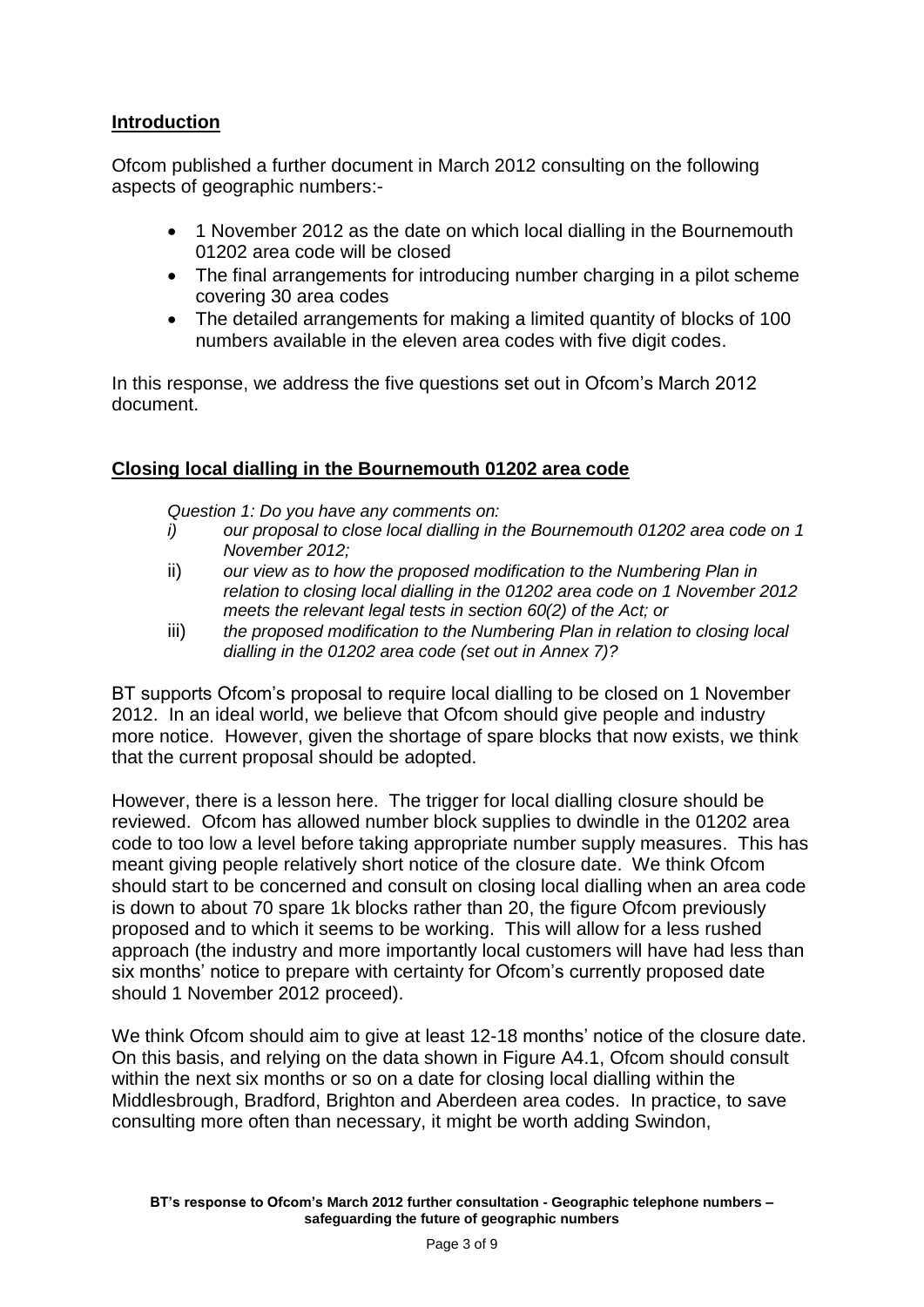## Introduction

Ofcom published a further document in March 2012 consulting on the following aspects of geographic numbers:-

- 1 November 2012 as the date on which local dialling in the Bournemouth 01202 area code will be closed
- The final arrangements for introducing number charging in a pilot scheme covering 30 area codes
- The detailed arrangements for making a limited quantity of blocks of 100 numbers available in the eleven area codes with five digit codes.

In this response, we address the five questions set out in Ofcom's March 2012 document.

## Closing local dialling in the Bournemouth 01202 area code

*Question 1: Do you have any comments on:*

i) *our proposal to close local dialling in the Bournemouth 01202 area code on 1 November 2012;*

ii) *our view as to how the proposed modification to the Numbering Plan in relation to closing local dialling in the 01202 area code on 1 November 2012 meets the relevant legal tests in section 60(2) of the Act; or*

iii) *the proposed modification to the Numbering Plan in relation to closing local dialling in the 01202 area code (set out in Annex 7)?*

BT supports Ofcom's proposal to require local dialling to be closed on 1 November 2012. In an ideal world, we believe that Ofcom should give people and industry more notice. However, given the shortage of spare blocks that now exists, we think that the current proposal should be adopted.

However, there is a lesson here. The trigger for local dialling closure should be reviewed. Ofcom has allowed number block supplies to dwindle in the 01202 area code to too low a level before taking appropriate number supply measures. This has meant giving people relatively short notice of the closure date. We think Ofcom should start to be concerned and consult on closing local dialling when an area code is down to about 70 spare 1k blocks rather than 20, the figure Ofcom previously proposed and to which it seems to be working. This will allow for a less rushed approach (the industry and more importantly local customers will have had less than six months' notice to prepare with certainty for Ofcom's currently proposed date should 1 November 2012 proceed).

We think Ofcom should aim to give at least 12-18 months' notice of the closure date. On this basis, and relying on the data shown in Figure A4.1, Ofcom should consult within the next six months or so on a date for closing local dialling within the Middlesbrough, Bradford, Brighton and Aberdeen area codes. In practice, to save consulting more often than necessary, it might be worth adding Swindon,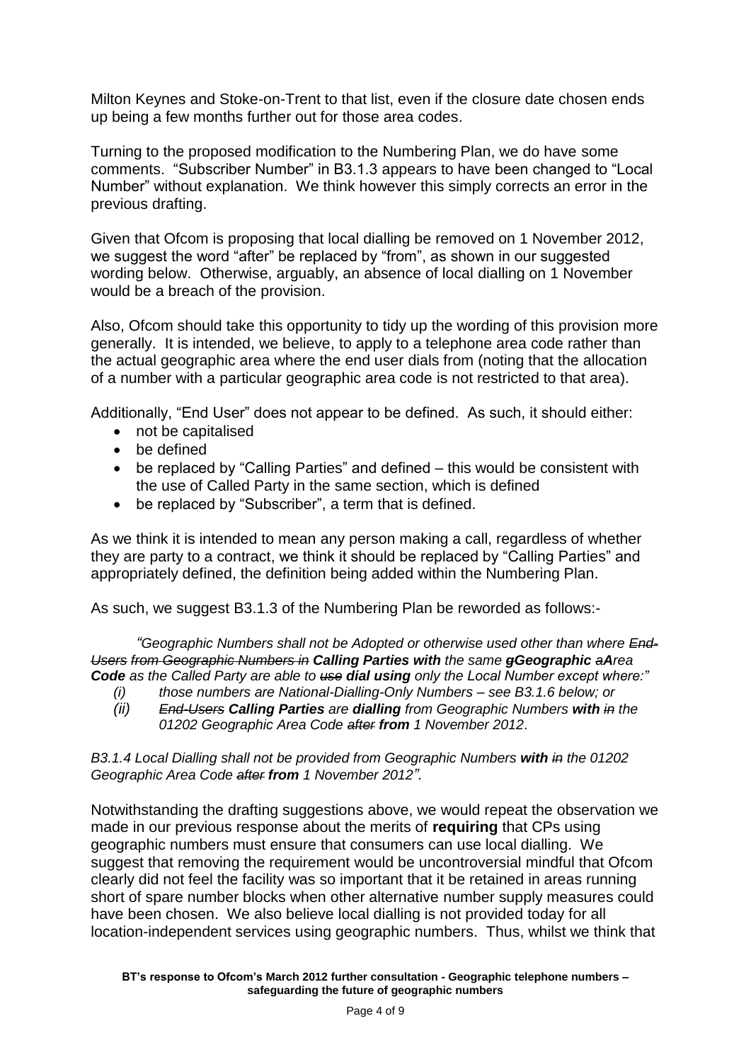Milton Keynes and Stoke-on-Trent to that list, even if the closure date chosen ends up being a few months further out for those area codes.

Turning to the proposed modification to the Numbering Plan, we do have some comments. "Subscriber Number" in B3.1.3 appears to have been changed to "Local Number" without explanation. We think however this simply corrects an error in the previous drafting.

Given that Ofcom is proposing that local dialling be removed on 1 November 2012, we suggest the word "after" be replaced by "from", as shown in our suggested wording below. Otherwise, arguably, an absence of local dialling on 1 November would be a breach of the provision.

Also, Ofcom should take this opportunity to tidy up the wording of this provision more generally. It is intended, we believe, to apply to a telephone area code rather than the actual geographic area where the end user dials from (noting that the allocation of a number with a particular geographic area code is not restricted to that area).

Additionally, "End User" does not appear to be defined. As such, it should either:

- not be capitalised
- be defined
- be replaced by "Calling Parties" and defined – this would be consistent with the use of Called Party in the same section, which is defined
- be replaced by "Subscriber", a term that is defined.

As we think it is intended to mean any person making a call, regardless of whether they are party to a contract, we think it should be replaced by "Calling Parties" and appropriately defined, the definition being added within the Numbering Plan.

As such, we suggest B3.1.3 of the Numbering Plan be reworded as follows:-

> *"Geographic Numbers shall not be Adopted or otherwise used other than where ~~End-Users from Geographic Numbers in~~ **Calling Parties with** the same ~~g~~**Geographic** ~~a~~**Area Code** as the Called Party are able to ~~use~~ **dial using** only the Local Number except where:"*
>
> *(i) those numbers are National-Dialling-Only Numbers – see B3.1.6 below; or*
>
> *(ii) ~~End-Users~~ **Calling Parties** are **dialling** from Geographic Numbers **with** ~~in~~ the 01202 Geographic Area Code ~~after~~ **from** 1 November 2012.*

*B3.1.4 Local Dialling shall not be provided from Geographic Numbers **with** ~~in~~ the 01202 Geographic Area Code ~~after~~ **from** 1 November 2012".*

Notwithstanding the drafting suggestions above, we would repeat the observation we made in our previous response about the merits of **requiring** that CPs using geographic numbers must ensure that consumers can use local dialling. We suggest that removing the requirement would be uncontroversial mindful that Ofcom clearly did not feel the facility was so important that it be retained in areas running short of spare number blocks when other alternative number supply measures could have been chosen. We also believe local dialling is not provided today for all location-independent services using geographic numbers. Thus, whilst we think that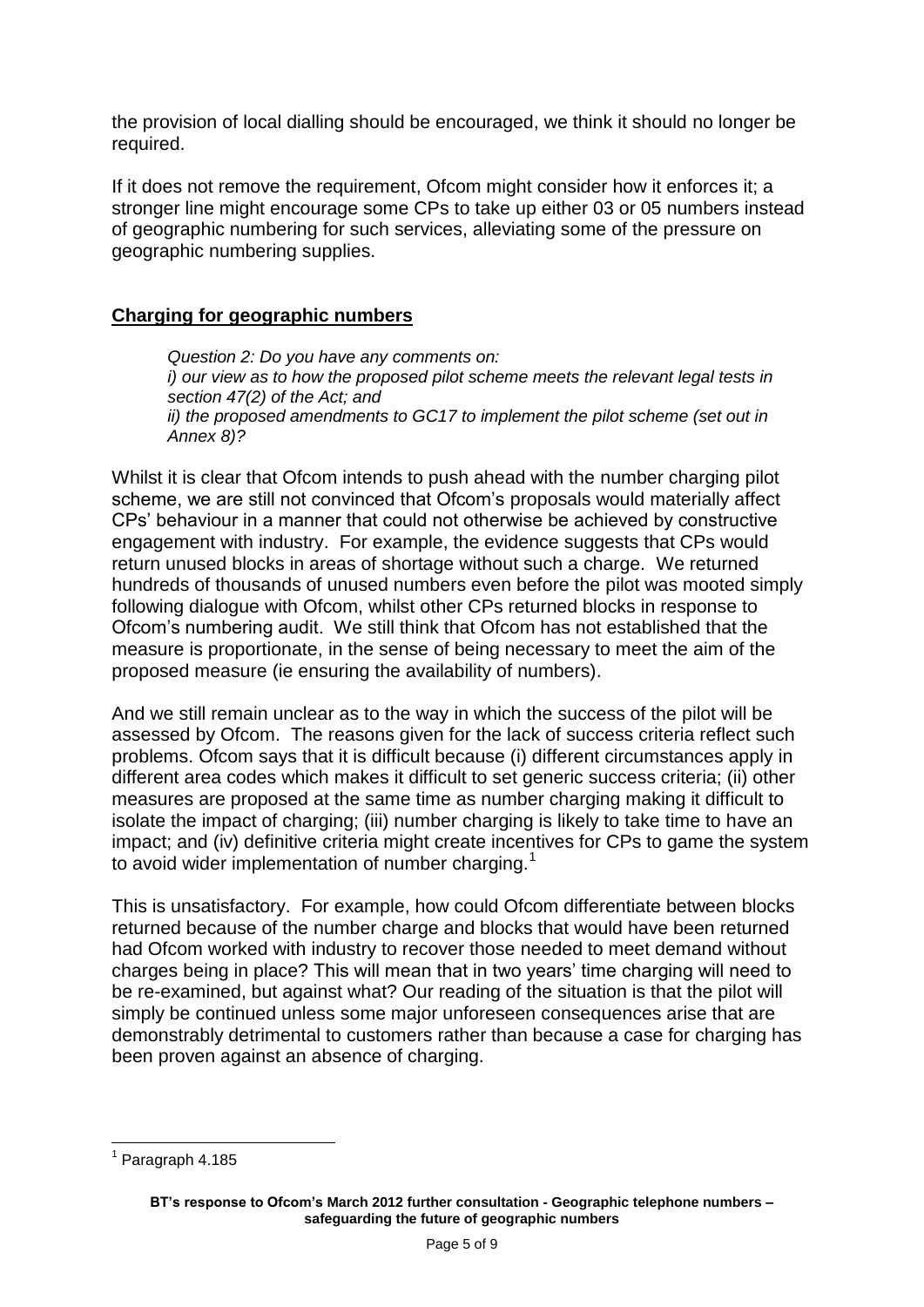the provision of local dialling should be encouraged, we think it should no longer be required.

If it does not remove the requirement, Ofcom might consider how it enforces it; a stronger line might encourage some CPs to take up either 03 or 05 numbers instead of geographic numbering for such services, alleviating some of the pressure on geographic numbering supplies.

## **Charging for geographic numbers**

> *Question 2: Do you have any comments on:*
> *i) our view as to how the proposed pilot scheme meets the relevant legal tests in section 47(2) of the Act; and*
> *ii) the proposed amendments to GC17 to implement the pilot scheme (set out in Annex 8)?*

Whilst it is clear that Ofcom intends to push ahead with the number charging pilot scheme, we are still not convinced that Ofcom's proposals would materially affect CPs' behaviour in a manner that could not otherwise be achieved by constructive engagement with industry. For example, the evidence suggests that CPs would return unused blocks in areas of shortage without such a charge. We returned hundreds of thousands of unused numbers even before the pilot was mooted simply following dialogue with Ofcom, whilst other CPs returned blocks in response to Ofcom's numbering audit. We still think that Ofcom has not established that the measure is proportionate, in the sense of being necessary to meet the aim of the proposed measure (ie ensuring the availability of numbers).

And we still remain unclear as to the way in which the success of the pilot will be assessed by Ofcom. The reasons given for the lack of success criteria reflect such problems. Ofcom says that it is difficult because (i) different circumstances apply in different area codes which makes it difficult to set generic success criteria; (ii) other measures are proposed at the same time as number charging making it difficult to isolate the impact of charging; (iii) number charging is likely to take time to have an impact; and (iv) definitive criteria might create incentives for CPs to game the system to avoid wider implementation of number charging.[1]

This is unsatisfactory. For example, how could Ofcom differentiate between blocks returned because of the number charge and blocks that would have been returned had Ofcom worked with industry to recover those needed to meet demand without charges being in place? This will mean that in two years' time charging will need to be re-examined, but against what? Our reading of the situation is that the pilot will simply be continued unless some major unforeseen consequences arise that are demonstrably detrimental to customers rather than because a case for charging has been proven against an absence of charging.

---

[1] Paragraph 4.185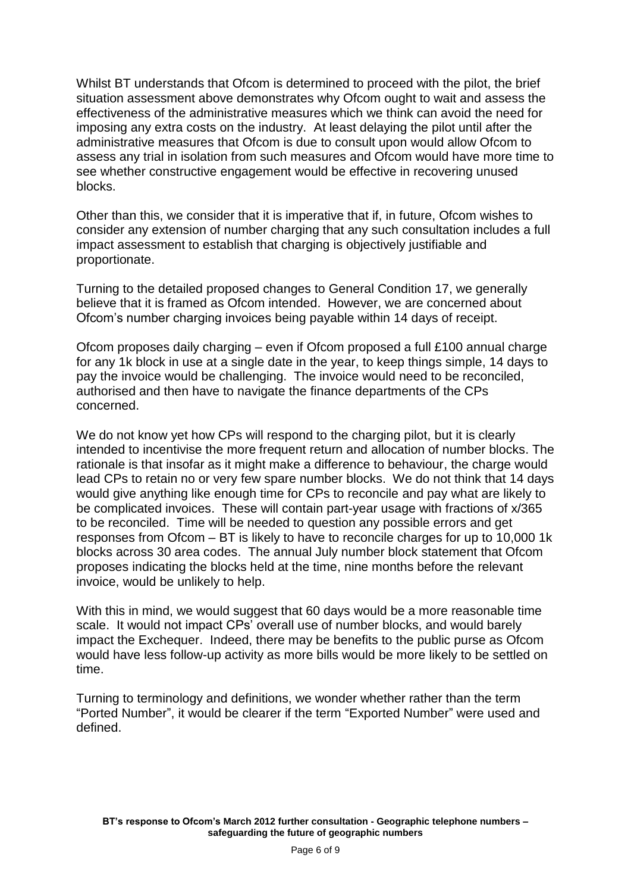Whilst BT understands that Ofcom is determined to proceed with the pilot, the brief situation assessment above demonstrates why Ofcom ought to wait and assess the effectiveness of the administrative measures which we think can avoid the need for imposing any extra costs on the industry. At least delaying the pilot until after the administrative measures that Ofcom is due to consult upon would allow Ofcom to assess any trial in isolation from such measures and Ofcom would have more time to see whether constructive engagement would be effective in recovering unused blocks.

Other than this, we consider that it is imperative that if, in future, Ofcom wishes to consider any extension of number charging that any such consultation includes a full impact assessment to establish that charging is objectively justifiable and proportionate.

Turning to the detailed proposed changes to General Condition 17, we generally believe that it is framed as Ofcom intended. However, we are concerned about Ofcom's number charging invoices being payable within 14 days of receipt.

Ofcom proposes daily charging – even if Ofcom proposed a full £100 annual charge for any 1k block in use at a single date in the year, to keep things simple, 14 days to pay the invoice would be challenging. The invoice would need to be reconciled, authorised and then have to navigate the finance departments of the CPs concerned.

We do not know yet how CPs will respond to the charging pilot, but it is clearly intended to incentivise the more frequent return and allocation of number blocks. The rationale is that insofar as it might make a difference to behaviour, the charge would lead CPs to retain no or very few spare number blocks. We do not think that 14 days would give anything like enough time for CPs to reconcile and pay what are likely to be complicated invoices. These will contain part-year usage with fractions of x/365 to be reconciled. Time will be needed to question any possible errors and get responses from Ofcom – BT is likely to have to reconcile charges for up to 10,000 1k blocks across 30 area codes. The annual July number block statement that Ofcom proposes indicating the blocks held at the time, nine months before the relevant invoice, would be unlikely to help.

With this in mind, we would suggest that 60 days would be a more reasonable time scale. It would not impact CPs' overall use of number blocks, and would barely impact the Exchequer. Indeed, there may be benefits to the public purse as Ofcom would have less follow-up activity as more bills would be more likely to be settled on time.

Turning to terminology and definitions, we wonder whether rather than the term "Ported Number", it would be clearer if the term "Exported Number" were used and defined.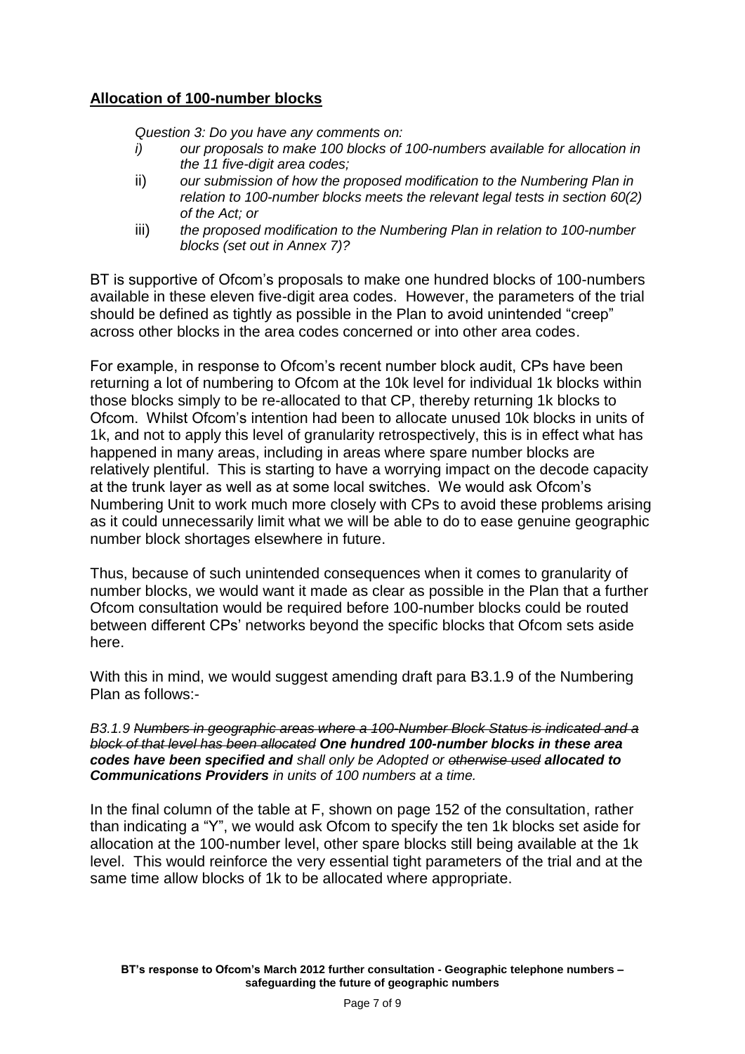## Allocation of 100-number blocks

*Question 3: Do you have any comments on:*

*i) our proposals to make 100 blocks of 100-numbers available for allocation in the 11 five-digit area codes;*

*ii) our submission of how the proposed modification to the Numbering Plan in relation to 100-number blocks meets the relevant legal tests in section 60(2) of the Act; or*

*iii) the proposed modification to the Numbering Plan in relation to 100-number blocks (set out in Annex 7)?*

BT is supportive of Ofcom's proposals to make one hundred blocks of 100-numbers available in these eleven five-digit area codes. However, the parameters of the trial should be defined as tightly as possible in the Plan to avoid unintended "creep" across other blocks in the area codes concerned or into other area codes.

For example, in response to Ofcom's recent number block audit, CPs have been returning a lot of numbering to Ofcom at the 10k level for individual 1k blocks within those blocks simply to be re-allocated to that CP, thereby returning 1k blocks to Ofcom. Whilst Ofcom's intention had been to allocate unused 10k blocks in units of 1k, and not to apply this level of granularity retrospectively, this is in effect what has happened in many areas, including in areas where spare number blocks are relatively plentiful. This is starting to have a worrying impact on the decode capacity at the trunk layer as well as at some local switches. We would ask Ofcom's Numbering Unit to work much more closely with CPs to avoid these problems arising as it could unnecessarily limit what we will be able to do to ease genuine geographic number block shortages elsewhere in future.

Thus, because of such unintended consequences when it comes to granularity of number blocks, we would want it made as clear as possible in the Plan that a further Ofcom consultation would be required before 100-number blocks could be routed between different CPs' networks beyond the specific blocks that Ofcom sets aside here.

With this in mind, we would suggest amending draft para B3.1.9 of the Numbering Plan as follows:-

*B3.1.9 ~~Numbers in geographic areas where a 100-Number Block Status is indicated and a block of that level has been allocated~~* ***One hundred 100-number blocks in these area codes have been specified and*** *shall only be Adopted or ~~otherwise used~~* ***allocated to Communications Providers*** *in units of 100 numbers at a time.*

In the final column of the table at F, shown on page 152 of the consultation, rather than indicating a "Y", we would ask Ofcom to specify the ten 1k blocks set aside for allocation at the 100-number level, other spare blocks still being available at the 1k level. This would reinforce the very essential tight parameters of the trial and at the same time allow blocks of 1k to be allocated where appropriate.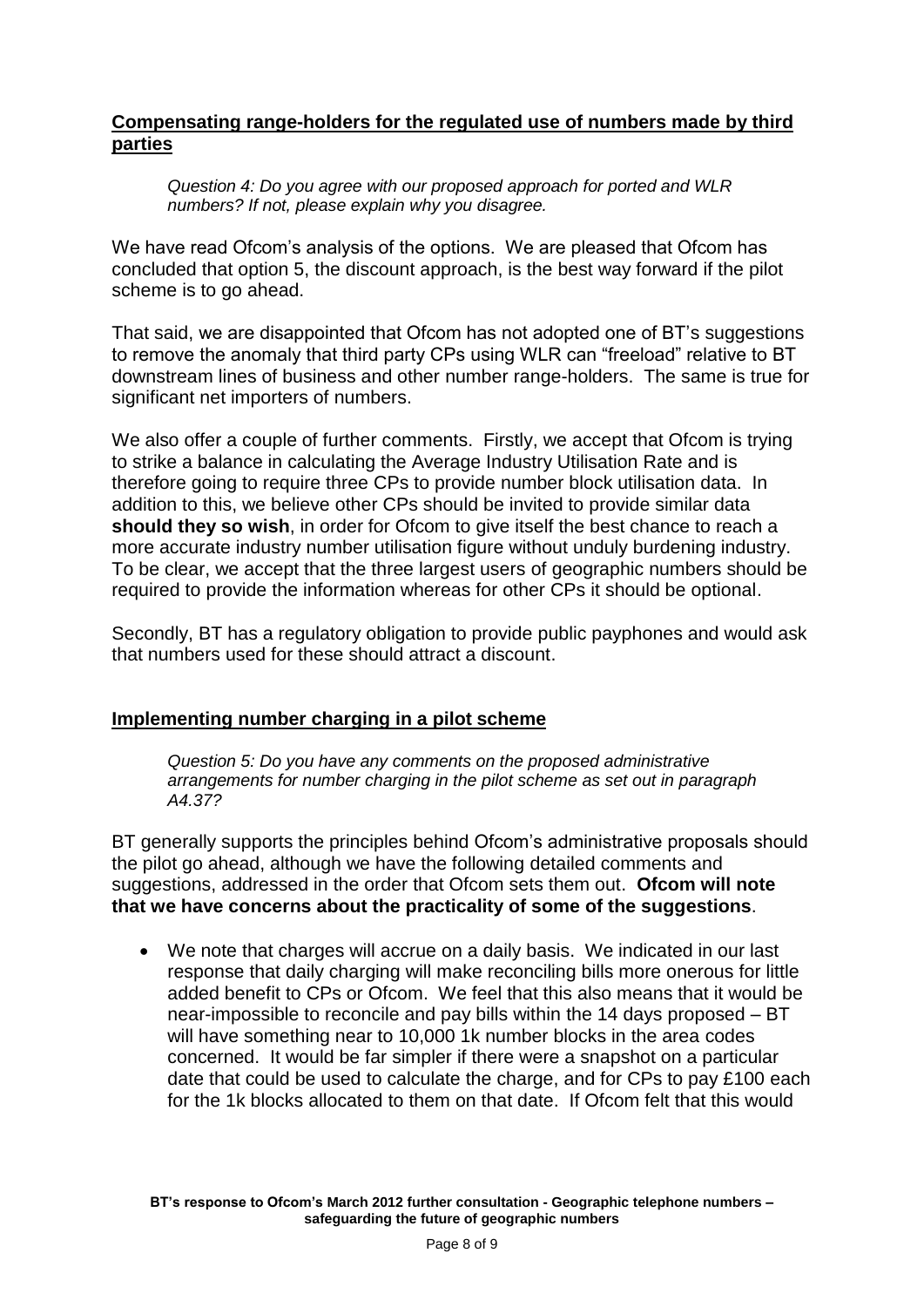## Compensating range-holders for the regulated use of numbers made by third parties

> *Question 4: Do you agree with our proposed approach for ported and WLR numbers? If not, please explain why you disagree.*

We have read Ofcom's analysis of the options. We are pleased that Ofcom has concluded that option 5, the discount approach, is the best way forward if the pilot scheme is to go ahead.

That said, we are disappointed that Ofcom has not adopted one of BT's suggestions to remove the anomaly that third party CPs using WLR can "freeload" relative to BT downstream lines of business and other number range-holders. The same is true for significant net importers of numbers.

We also offer a couple of further comments. Firstly, we accept that Ofcom is trying to strike a balance in calculating the Average Industry Utilisation Rate and is therefore going to require three CPs to provide number block utilisation data. In addition to this, we believe other CPs should be invited to provide similar data **should they so wish**, in order for Ofcom to give itself the best chance to reach a more accurate industry number utilisation figure without unduly burdening industry. To be clear, we accept that the three largest users of geographic numbers should be required to provide the information whereas for other CPs it should be optional.

Secondly, BT has a regulatory obligation to provide public payphones and would ask that numbers used for these should attract a discount.

## Implementing number charging in a pilot scheme

> *Question 5: Do you have any comments on the proposed administrative arrangements for number charging in the pilot scheme as set out in paragraph A4.37?*

BT generally supports the principles behind Ofcom's administrative proposals should the pilot go ahead, although we have the following detailed comments and suggestions, addressed in the order that Ofcom sets them out. **Ofcom will note that we have concerns about the practicality of some of the suggestions**.

- We note that charges will accrue on a daily basis. We indicated in our last response that daily charging will make reconciling bills more onerous for little added benefit to CPs or Ofcom. We feel that this also means that it would be near-impossible to reconcile and pay bills within the 14 days proposed – BT will have something near to 10,000 1k number blocks in the area codes concerned. It would be far simpler if there were a snapshot on a particular date that could be used to calculate the charge, and for CPs to pay £100 each for the 1k blocks allocated to them on that date. If Ofcom felt that this would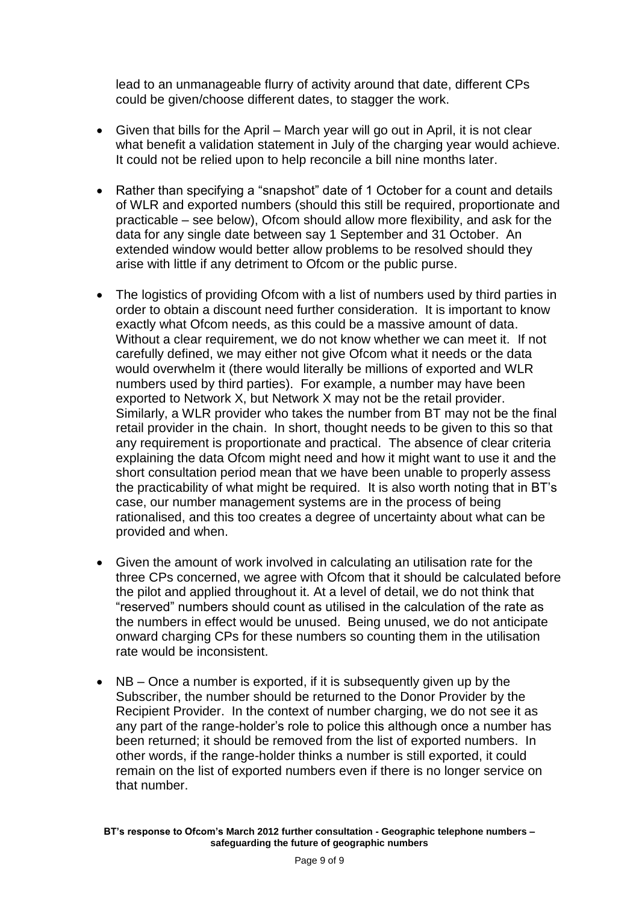lead to an unmanageable flurry of activity around that date, different CPs could be given/choose different dates, to stagger the work.

- Given that bills for the April – March year will go out in April, it is not clear what benefit a validation statement in July of the charging year would achieve. It could not be relied upon to help reconcile a bill nine months later.

- Rather than specifying a "snapshot" date of 1 October for a count and details of WLR and exported numbers (should this still be required, proportionate and practicable – see below), Ofcom should allow more flexibility, and ask for the data for any single date between say 1 September and 31 October. An extended window would better allow problems to be resolved should they arise with little if any detriment to Ofcom or the public purse.

- The logistics of providing Ofcom with a list of numbers used by third parties in order to obtain a discount need further consideration. It is important to know exactly what Ofcom needs, as this could be a massive amount of data. Without a clear requirement, we do not know whether we can meet it. If not carefully defined, we may either not give Ofcom what it needs or the data would overwhelm it (there would literally be millions of exported and WLR numbers used by third parties). For example, a number may have been exported to Network X, but Network X may not be the retail provider. Similarly, a WLR provider who takes the number from BT may not be the final retail provider in the chain. In short, thought needs to be given to this so that any requirement is proportionate and practical. The absence of clear criteria explaining the data Ofcom might need and how it might want to use it and the short consultation period mean that we have been unable to properly assess the practicability of what might be required. It is also worth noting that in BT's case, our number management systems are in the process of being rationalised, and this too creates a degree of uncertainty about what can be provided and when.

- Given the amount of work involved in calculating an utilisation rate for the three CPs concerned, we agree with Ofcom that it should be calculated before the pilot and applied throughout it. At a level of detail, we do not think that "reserved" numbers should count as utilised in the calculation of the rate as the numbers in effect would be unused. Being unused, we do not anticipate onward charging CPs for these numbers so counting them in the utilisation rate would be inconsistent.

- NB – Once a number is exported, if it is subsequently given up by the Subscriber, the number should be returned to the Donor Provider by the Recipient Provider. In the context of number charging, we do not see it as any part of the range-holder's role to police this although once a number has been returned; it should be removed from the list of exported numbers. In other words, if the range-holder thinks a number is still exported, it could remain on the list of exported numbers even if there is no longer service on that number.